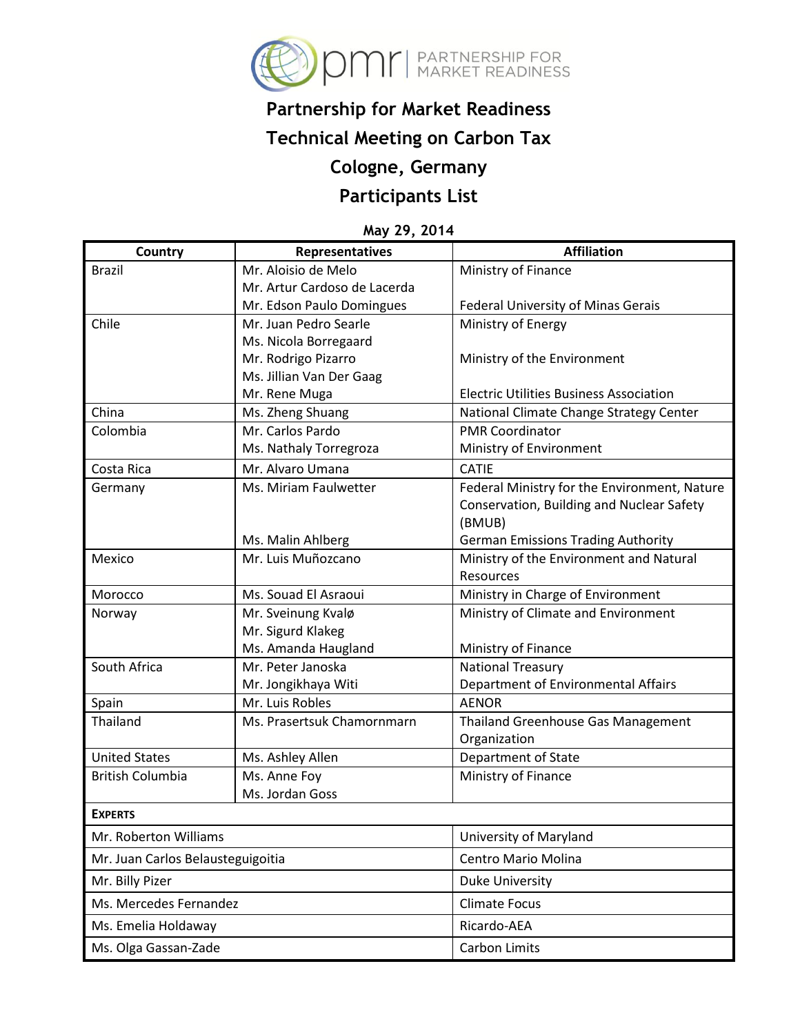# Partnership for Market Readiness

# Technical Meeting on Carbon Tax

# Cologne, Germany

# Participants List

**May 29, 2014**

| Country | Representatives | Affiliation |
|---|---|---|
| Brazil | Mr. Aloisio de Melo | Ministry of Finance |
| | Mr. Artur Cardoso de Lacerda | |
| | Mr. Edson Paulo Domingues | Federal University of Minas Gerais |
| Chile | Mr. Juan Pedro Searle | Ministry of Energy |
| | Ms. Nicola Borregaard | |
| | Mr. Rodrigo Pizarro | Ministry of the Environment |
| | Ms. Jillian Van Der Gaag | |
| | Mr. Rene Muga | Electric Utilities Business Association |
| China | Ms. Zheng Shuang | National Climate Change Strategy Center |
| Colombia | Mr. Carlos Pardo | PMR Coordinator |
| | Ms. Nathaly Torregroza | Ministry of Environment |
| Costa Rica | Mr. Alvaro Umana | CATIE |
| Germany | Ms. Miriam Faulwetter | Federal Ministry for the Environment, Nature Conservation, Building and Nuclear Safety (BMUB) |
| | Ms. Malin Ahlberg | German Emissions Trading Authority |
| Mexico | Mr. Luis Muñozcano | Ministry of the Environment and Natural Resources |
| Morocco | Ms. Souad El Asraoui | Ministry in Charge of Environment |
| Norway | Mr. Sveinung Kvalø | Ministry of Climate and Environment |
| | Mr. Sigurd Klakeg | |
| | Ms. Amanda Haugland | Ministry of Finance |
| South Africa | Mr. Peter Janoska | National Treasury |
| | Mr. Jongikhaya Witi | Department of Environmental Affairs |
| Spain | Mr. Luis Robles | AENOR |
| Thailand | Ms. Prasertsuk Chamornmarn | Thailand Greenhouse Gas Management Organization |
| United States | Ms. Ashley Allen | Department of State |
| British Columbia | Ms. Anne Foy | Ministry of Finance |
| | Ms. Jordan Goss | |
| **EXPERTS** | | |
| Mr. Roberton Williams | | University of Maryland |
| Mr. Juan Carlos Belausteguigoitia | | Centro Mario Molina |
| Mr. Billy Pizer | | Duke University |
| Ms. Mercedes Fernandez | | Climate Focus |
| Ms. Emelia Holdaway | | Ricardo-AEA |
| Ms. Olga Gassan-Zade | | Carbon Limits |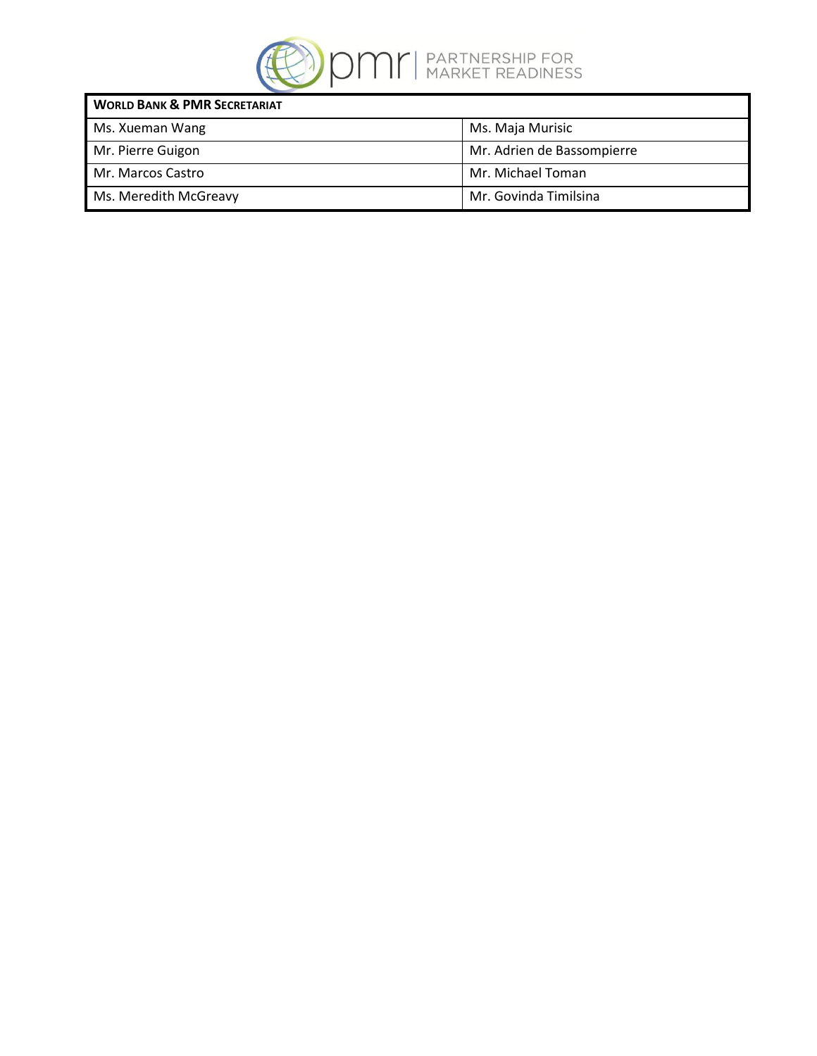| **World Bank & PMR Secretariat** | |
|---|---|
| Ms. Xueman Wang | Ms. Maja Murisic |
| Mr. Pierre Guigon | Mr. Adrien de Bassompierre |
| Mr. Marcos Castro | Mr. Michael Toman |
| Ms. Meredith McGreavy | Mr. Govinda Timilsina |